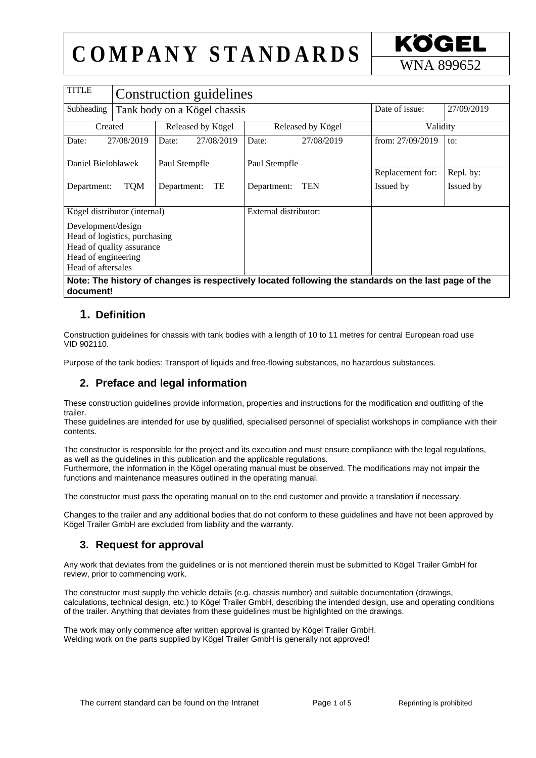# COMPANY STANDARDS

KÖGEL

WNA 899652

| TITLE | Construction guidelines | | | | |
|---|---|---|---|---|---|
| Subheading | Tank body on a Kögel chassis | | | Date of issue: | 27/09/2019 |
| Created | | Released by Kögel | Released by Kögel | Validity | |
| Date: 27/08/2019 | | Date: 27/08/2019 | Date: 27/08/2019 | from: 27/09/2019 | to: |
| Daniel Bielohlawek | | Paul Stempfle | Paul Stempfle | Replacement for: | Repl. by: |
| Department: TQM | | Department: TE | Department: TEN | Issued by | Issued by |
| Kögel distributor (internal)<br>Development/design<br>Head of logistics, purchasing<br>Head of quality assurance<br>Head of engineering<br>Head of aftersales | | | External distributor: | | |

**Note: The history of changes is respectively located following the standards on the last page of the document!**

## 1. Definition

Construction guidelines for chassis with tank bodies with a length of 10 to 11 metres for central European road use VID 902110.

Purpose of the tank bodies: Transport of liquids and free-flowing substances, no hazardous substances.

## 2. Preface and legal information

These construction guidelines provide information, properties and instructions for the modification and outfitting of the trailer.
These guidelines are intended for use by qualified, specialised personnel of specialist workshops in compliance with their contents.

The constructor is responsible for the project and its execution and must ensure compliance with the legal regulations, as well as the guidelines in this publication and the applicable regulations.
Furthermore, the information in the Kögel operating manual must be observed. The modifications may not impair the functions and maintenance measures outlined in the operating manual.

The constructor must pass the operating manual on to the end customer and provide a translation if necessary.

Changes to the trailer and any additional bodies that do not conform to these guidelines and have not been approved by Kögel Trailer GmbH are excluded from liability and the warranty.

## 3. Request for approval

Any work that deviates from the guidelines or is not mentioned therein must be submitted to Kögel Trailer GmbH for review, prior to commencing work.

The constructor must supply the vehicle details (e.g. chassis number) and suitable documentation (drawings, calculations, technical design, etc.) to Kögel Trailer GmbH, describing the intended design, use and operating conditions of the trailer. Anything that deviates from these guidelines must be highlighted on the drawings.

The work may only commence after written approval is granted by Kögel Trailer GmbH.
Welding work on the parts supplied by Kögel Trailer GmbH is generally not approved!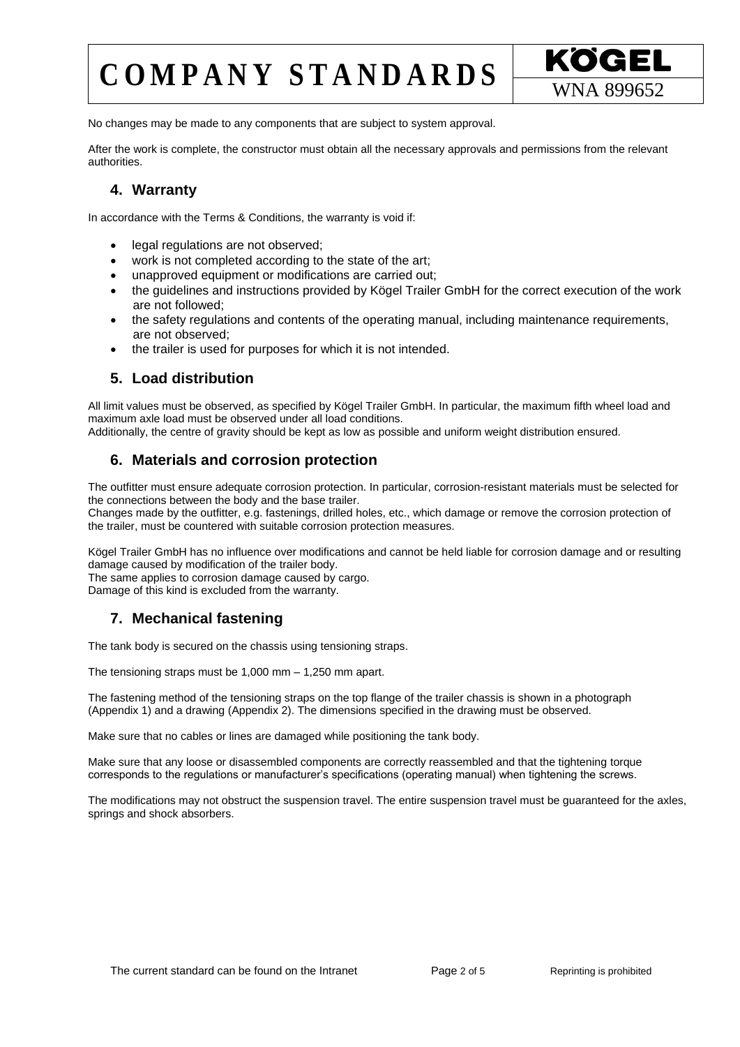No changes may be made to any components that are subject to system approval.

After the work is complete, the constructor must obtain all the necessary approvals and permissions from the relevant authorities.

## 4. Warranty

In accordance with the Terms & Conditions, the warranty is void if:

- legal regulations are not observed;
- work is not completed according to the state of the art;
- unapproved equipment or modifications are carried out;
- the guidelines and instructions provided by Kögel Trailer GmbH for the correct execution of the work are not followed;
- the safety regulations and contents of the operating manual, including maintenance requirements, are not observed;
- the trailer is used for purposes for which it is not intended.

## 5. Load distribution

All limit values must be observed, as specified by Kögel Trailer GmbH. In particular, the maximum fifth wheel load and maximum axle load must be observed under all load conditions.
Additionally, the centre of gravity should be kept as low as possible and uniform weight distribution ensured.

## 6. Materials and corrosion protection

The outfitter must ensure adequate corrosion protection. In particular, corrosion-resistant materials must be selected for the connections between the body and the base trailer.
Changes made by the outfitter, e.g. fastenings, drilled holes, etc., which damage or remove the corrosion protection of the trailer, must be countered with suitable corrosion protection measures.

Kögel Trailer GmbH has no influence over modifications and cannot be held liable for corrosion damage and or resulting damage caused by modification of the trailer body.
The same applies to corrosion damage caused by cargo.
Damage of this kind is excluded from the warranty.

## 7. Mechanical fastening

The tank body is secured on the chassis using tensioning straps.

The tensioning straps must be 1,000 mm – 1,250 mm apart.

The fastening method of the tensioning straps on the top flange of the trailer chassis is shown in a photograph (Appendix 1) and a drawing (Appendix 2). The dimensions specified in the drawing must be observed.

Make sure that no cables or lines are damaged while positioning the tank body.

Make sure that any loose or disassembled components are correctly reassembled and that the tightening torque corresponds to the regulations or manufacturer's specifications (operating manual) when tightening the screws.

The modifications may not obstruct the suspension travel. The entire suspension travel must be guaranteed for the axles, springs and shock absorbers.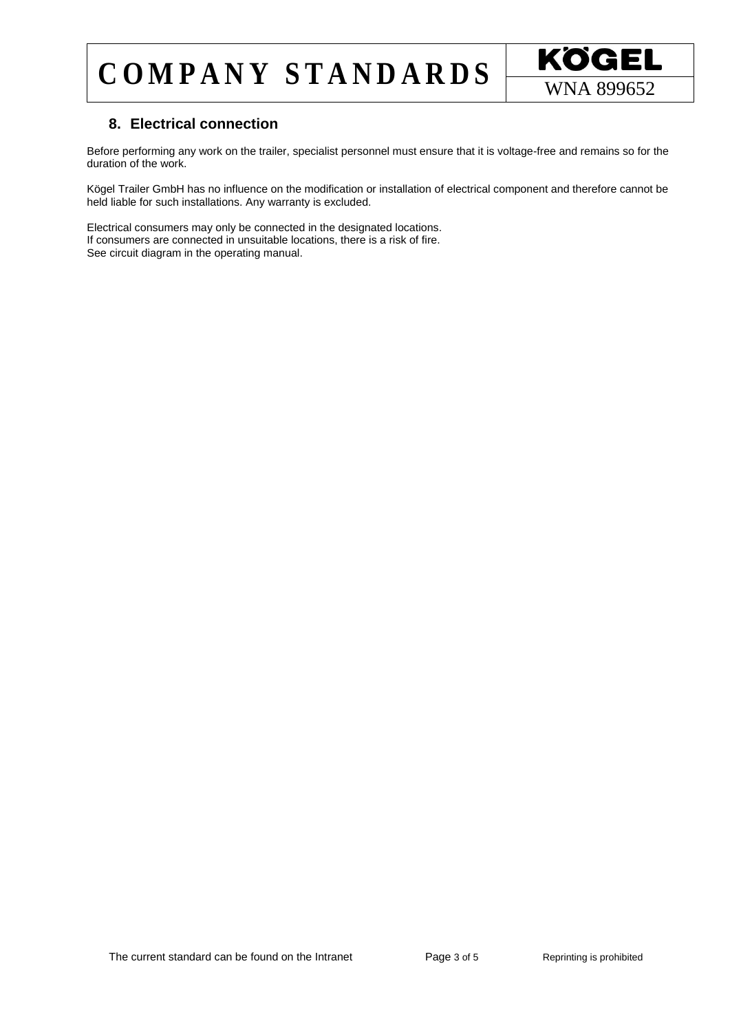## 8. Electrical connection

Before performing any work on the trailer, specialist personnel must ensure that it is voltage-free and remains so for the duration of the work.

Kögel Trailer GmbH has no influence on the modification or installation of electrical component and therefore cannot be held liable for such installations. Any warranty is excluded.

Electrical consumers may only be connected in the designated locations.
If consumers are connected in unsuitable locations, there is a risk of fire.
See circuit diagram in the operating manual.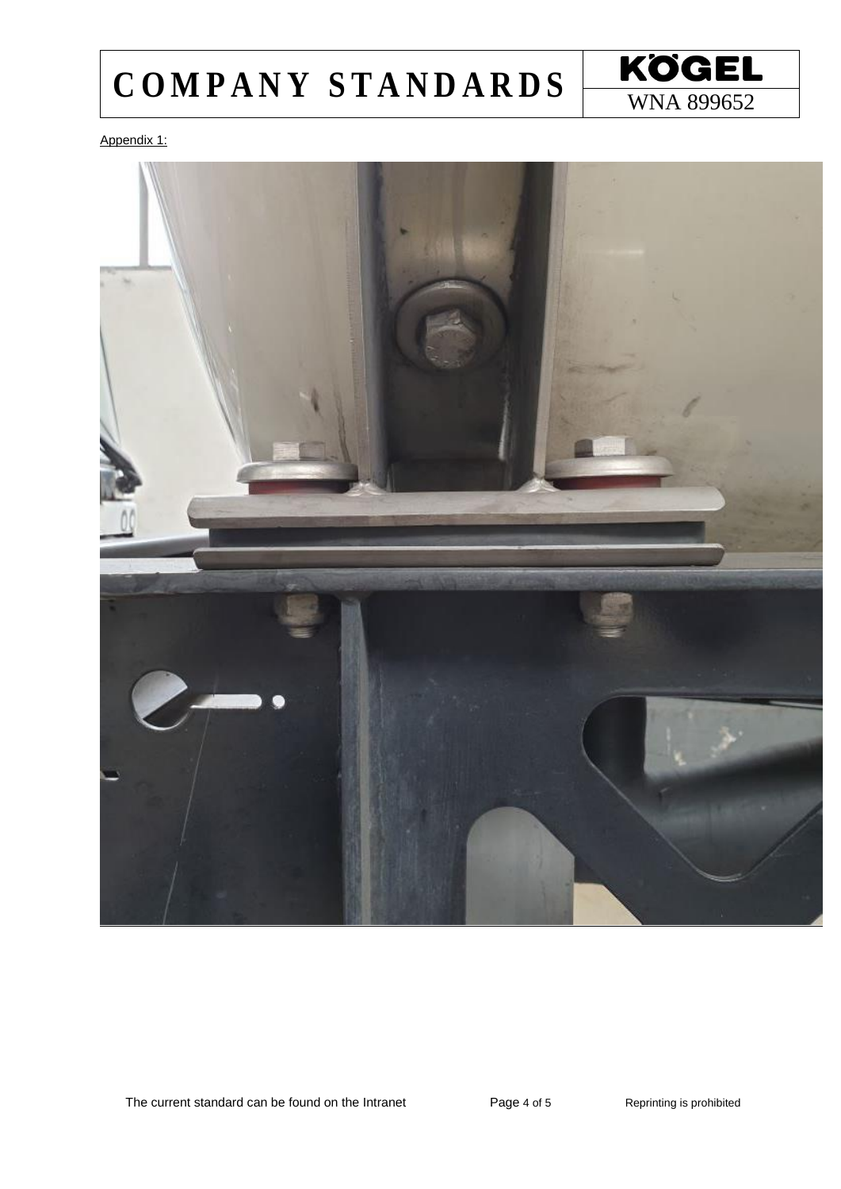Appendix 1: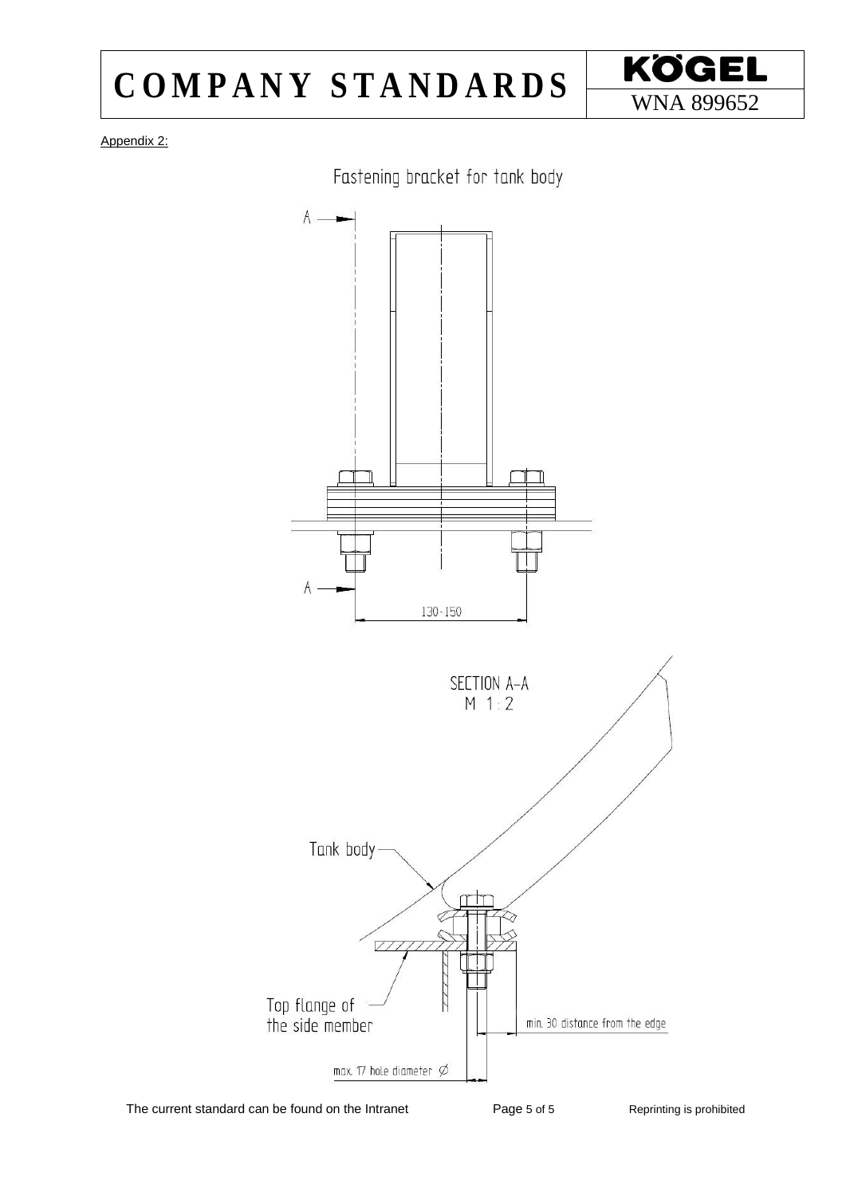Appendix 2:

Fastening bracket for tank body

A

A

130-150

SECTION A–A
M 1:2

Tank body

Top flange of
the side member

min. 30 distance from the edge

max. 17 hole diameter Ø